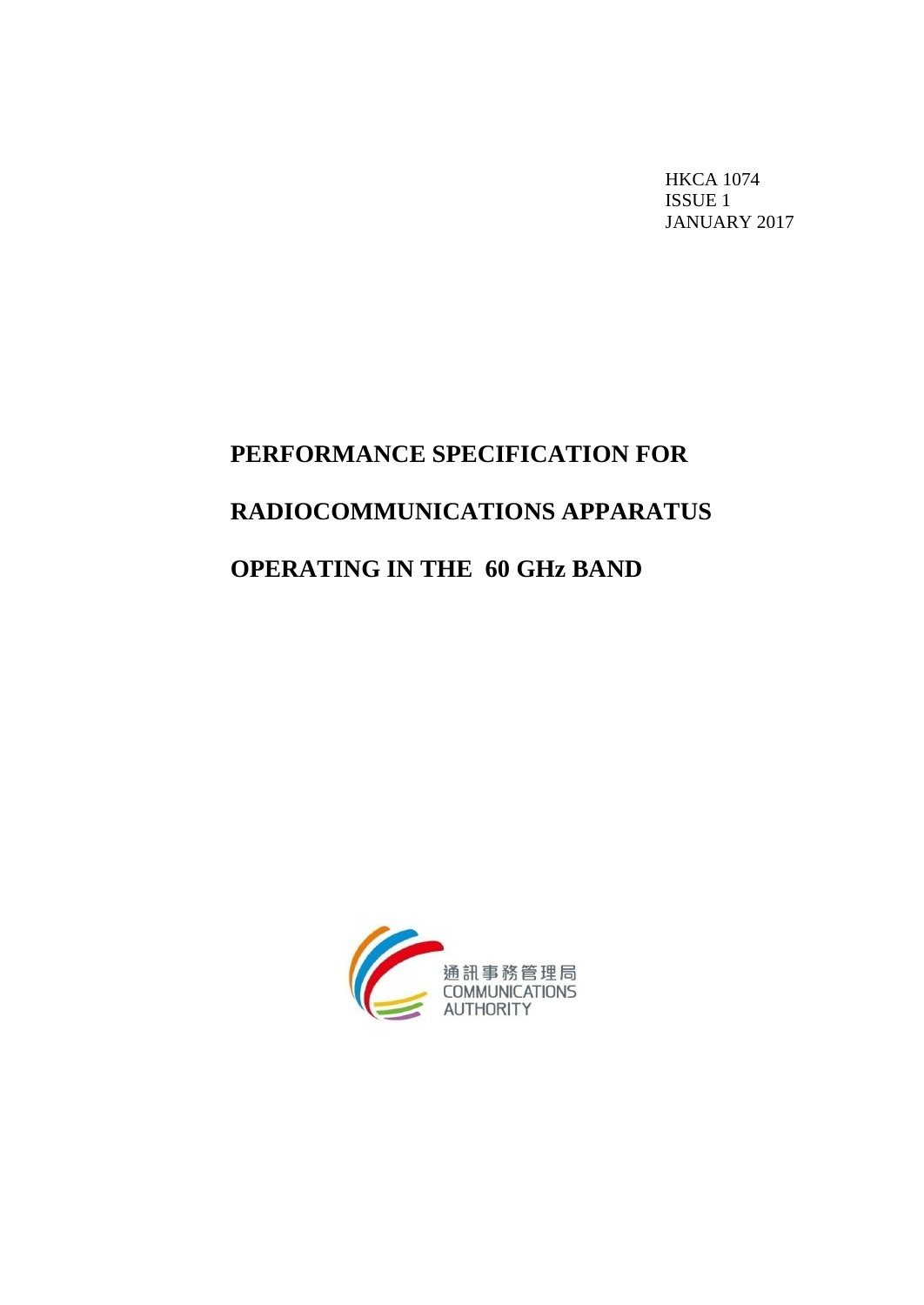HKCA 1074
ISSUE 1
JANUARY 2017

# PERFORMANCE SPECIFICATION FOR RADIOCOMMUNICATIONS APPARATUS OPERATING IN THE 60 GHz BAND

通訊事務管理局
COMMUNICATIONS
AUTHORITY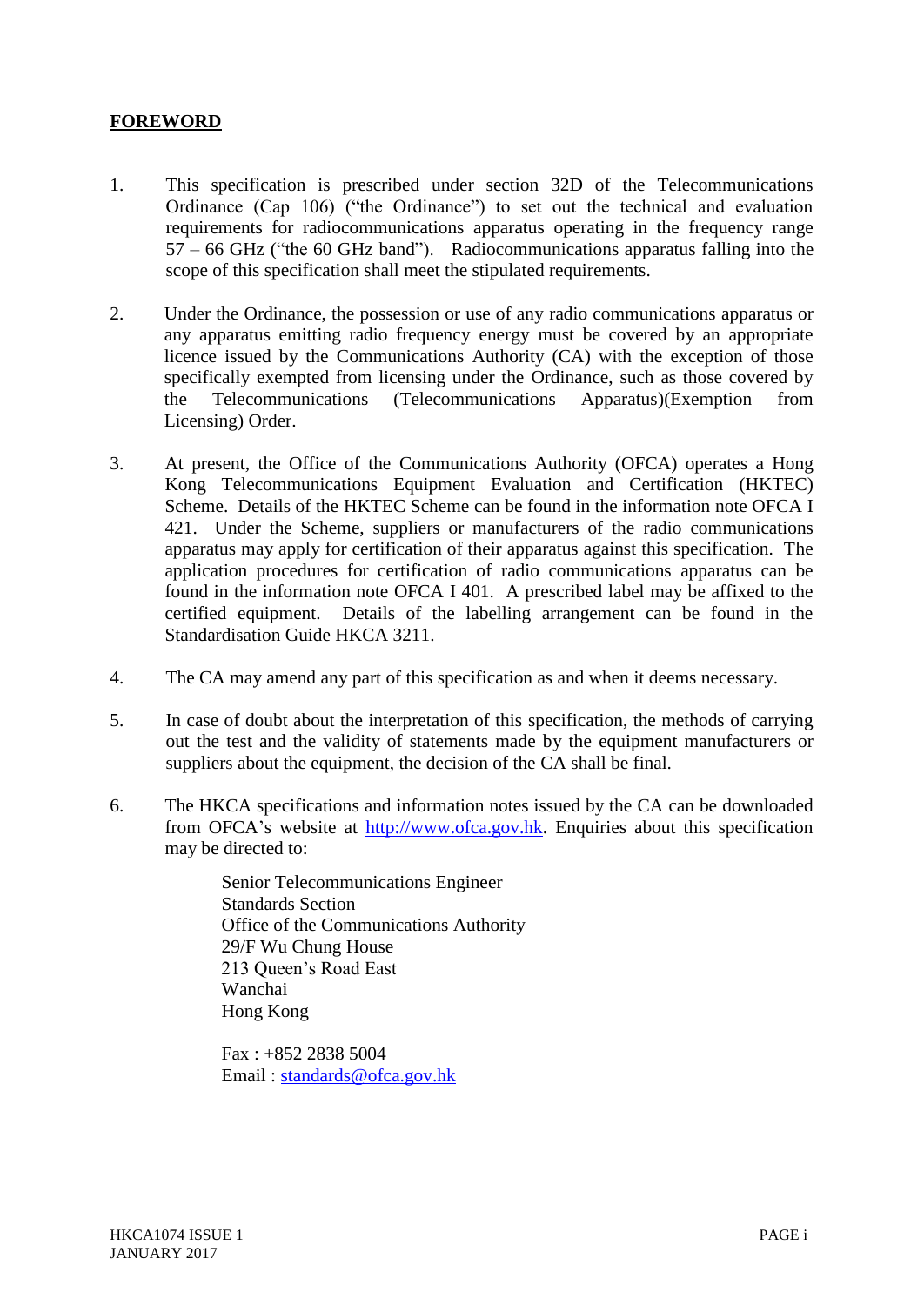## FOREWORD

1. This specification is prescribed under section 32D of the Telecommunications Ordinance (Cap 106) ("the Ordinance") to set out the technical and evaluation requirements for radiocommunications apparatus operating in the frequency range 57 – 66 GHz ("the 60 GHz band"). Radiocommunications apparatus falling into the scope of this specification shall meet the stipulated requirements.

2. Under the Ordinance, the possession or use of any radio communications apparatus or any apparatus emitting radio frequency energy must be covered by an appropriate licence issued by the Communications Authority (CA) with the exception of those specifically exempted from licensing under the Ordinance, such as those covered by the Telecommunications (Telecommunications Apparatus)(Exemption from Licensing) Order.

3. At present, the Office of the Communications Authority (OFCA) operates a Hong Kong Telecommunications Equipment Evaluation and Certification (HKTEC) Scheme. Details of the HKTEC Scheme can be found in the information note OFCA I 421. Under the Scheme, suppliers or manufacturers of the radio communications apparatus may apply for certification of their apparatus against this specification. The application procedures for certification of radio communications apparatus can be found in the information note OFCA I 401. A prescribed label may be affixed to the certified equipment. Details of the labelling arrangement can be found in the Standardisation Guide HKCA 3211.

4. The CA may amend any part of this specification as and when it deems necessary.

5. In case of doubt about the interpretation of this specification, the methods of carrying out the test and the validity of statements made by the equipment manufacturers or suppliers about the equipment, the decision of the CA shall be final.

6. The HKCA specifications and information notes issued by the CA can be downloaded from OFCA's website at http://www.ofca.gov.hk. Enquiries about this specification may be directed to:

   Senior Telecommunications Engineer
   Standards Section
   Office of the Communications Authority
   29/F Wu Chung House
   213 Queen's Road East
   Wanchai
   Hong Kong

   Fax : +852 2838 5004
   Email : standards@ofca.gov.hk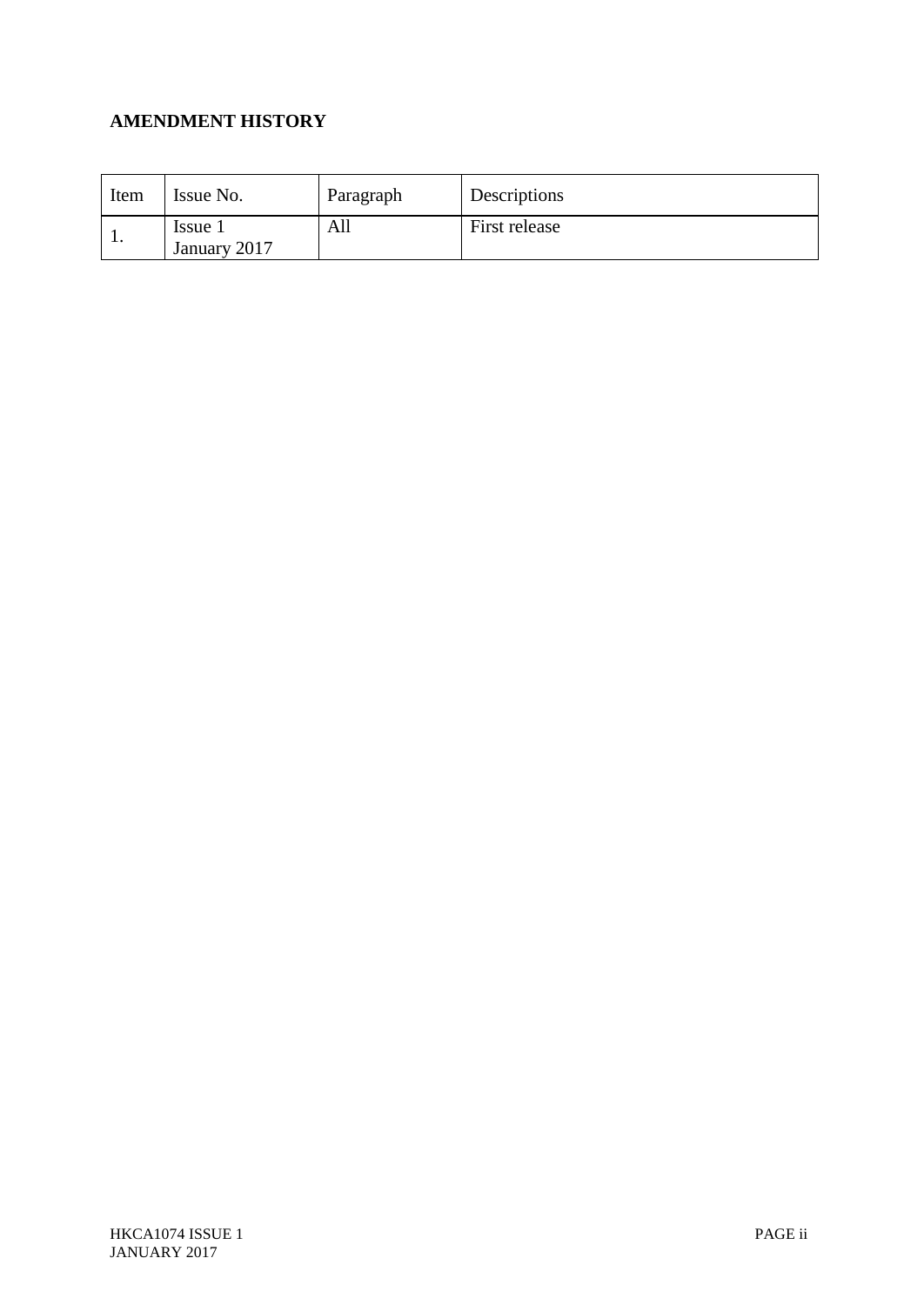**AMENDMENT HISTORY**

| Item | Issue No. | Paragraph | Descriptions |
|---|---|---|---|
| 1. | Issue 1 January 2017 | All | First release |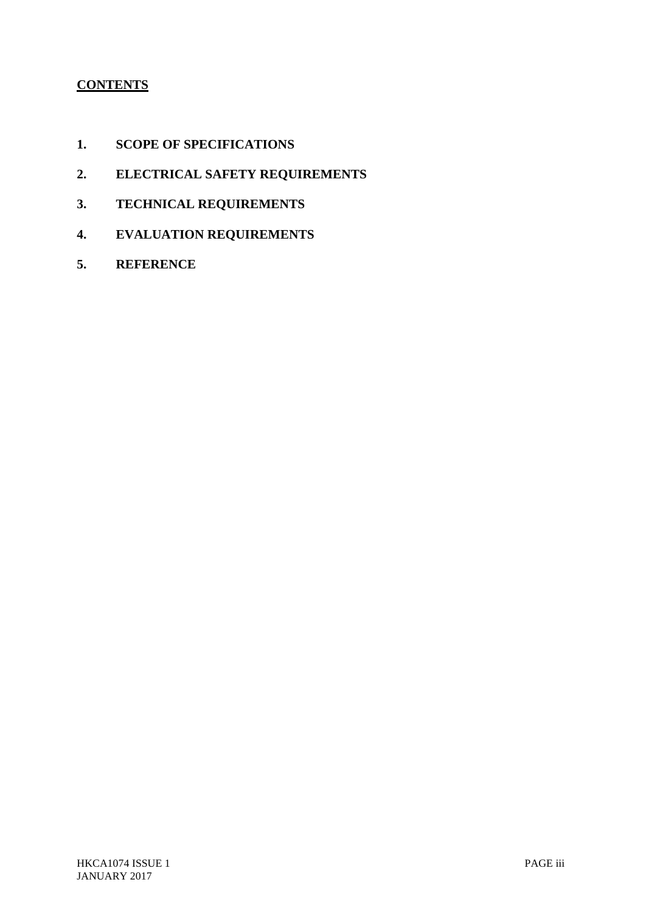## CONTENTS

1. **SCOPE OF SPECIFICATIONS**
2. **ELECTRICAL SAFETY REQUIREMENTS**
3. **TECHNICAL REQUIREMENTS**
4. **EVALUATION REQUIREMENTS**
5. **REFERENCE**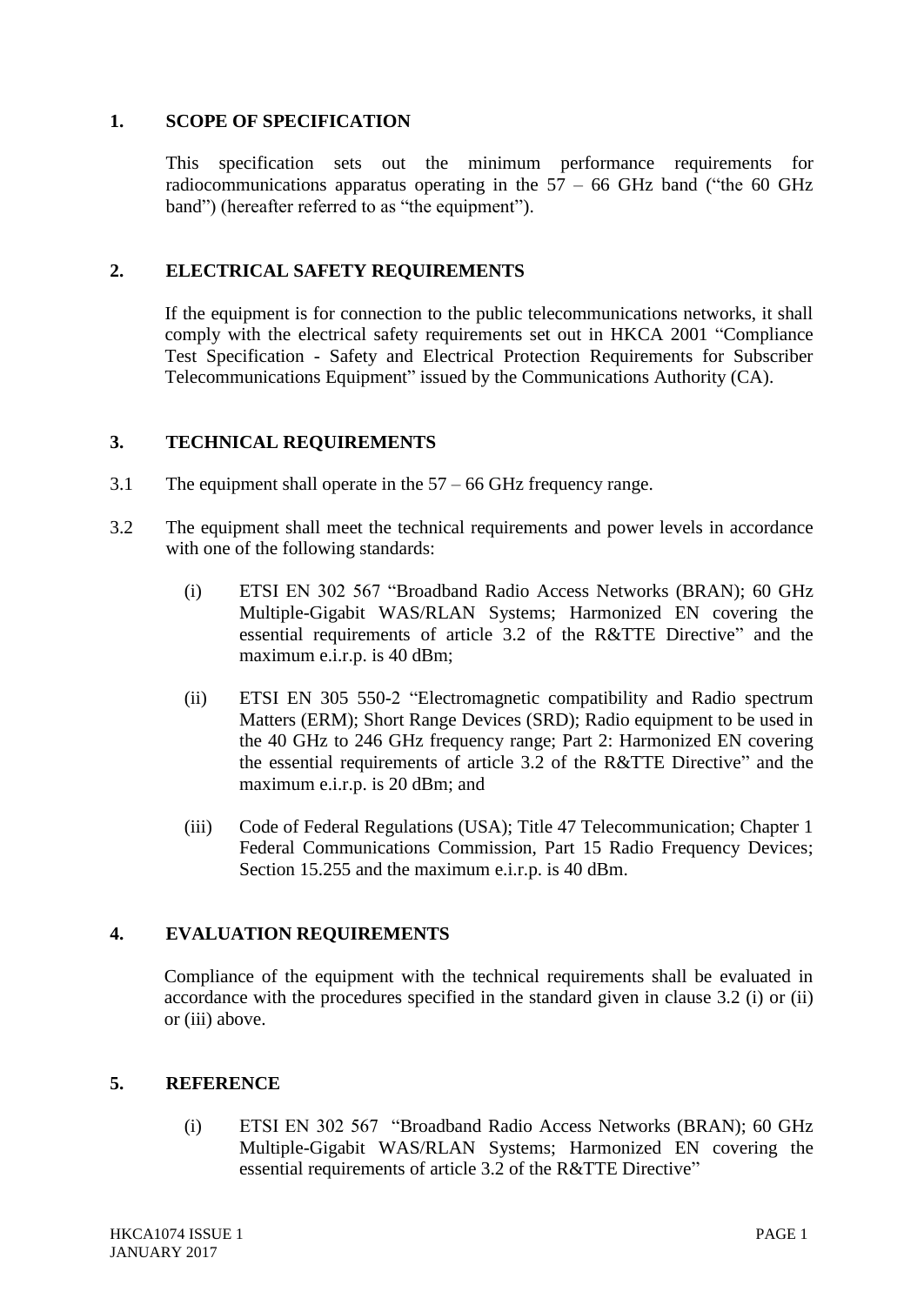## 1. SCOPE OF SPECIFICATION

This specification sets out the minimum performance requirements for radiocommunications apparatus operating in the 57 – 66 GHz band ("the 60 GHz band") (hereafter referred to as "the equipment").

## 2. ELECTRICAL SAFETY REQUIREMENTS

If the equipment is for connection to the public telecommunications networks, it shall comply with the electrical safety requirements set out in HKCA 2001 "Compliance Test Specification - Safety and Electrical Protection Requirements for Subscriber Telecommunications Equipment" issued by the Communications Authority (CA).

## 3. TECHNICAL REQUIREMENTS

3.1 The equipment shall operate in the 57 – 66 GHz frequency range.

3.2 The equipment shall meet the technical requirements and power levels in accordance with one of the following standards:

(i) ETSI EN 302 567 "Broadband Radio Access Networks (BRAN); 60 GHz Multiple-Gigabit WAS/RLAN Systems; Harmonized EN covering the essential requirements of article 3.2 of the R&TTE Directive" and the maximum e.i.r.p. is 40 dBm;

(ii) ETSI EN 305 550-2 "Electromagnetic compatibility and Radio spectrum Matters (ERM); Short Range Devices (SRD); Radio equipment to be used in the 40 GHz to 246 GHz frequency range; Part 2: Harmonized EN covering the essential requirements of article 3.2 of the R&TTE Directive" and the maximum e.i.r.p. is 20 dBm; and

(iii) Code of Federal Regulations (USA); Title 47 Telecommunication; Chapter 1 Federal Communications Commission, Part 15 Radio Frequency Devices; Section 15.255 and the maximum e.i.r.p. is 40 dBm.

## 4. EVALUATION REQUIREMENTS

Compliance of the equipment with the technical requirements shall be evaluated in accordance with the procedures specified in the standard given in clause 3.2 (i) or (ii) or (iii) above.

## 5. REFERENCE

(i) ETSI EN 302 567 "Broadband Radio Access Networks (BRAN); 60 GHz Multiple-Gigabit WAS/RLAN Systems; Harmonized EN covering the essential requirements of article 3.2 of the R&TTE Directive"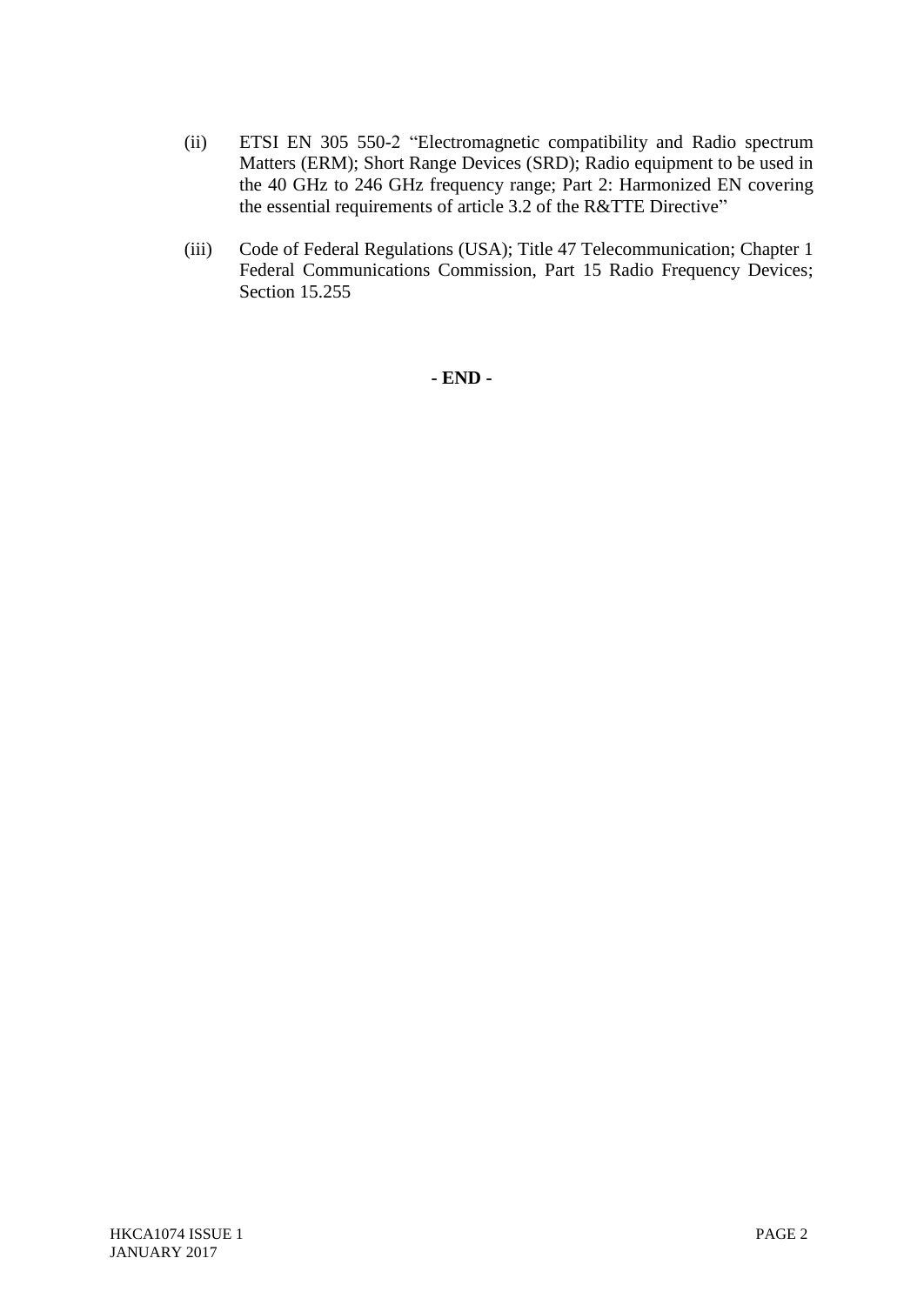(ii) ETSI EN 305 550-2 "Electromagnetic compatibility and Radio spectrum Matters (ERM); Short Range Devices (SRD); Radio equipment to be used in the 40 GHz to 246 GHz frequency range; Part 2: Harmonized EN covering the essential requirements of article 3.2 of the R&TTE Directive"

(iii) Code of Federal Regulations (USA); Title 47 Telecommunication; Chapter 1 Federal Communications Commission, Part 15 Radio Frequency Devices; Section 15.255

**- END -**